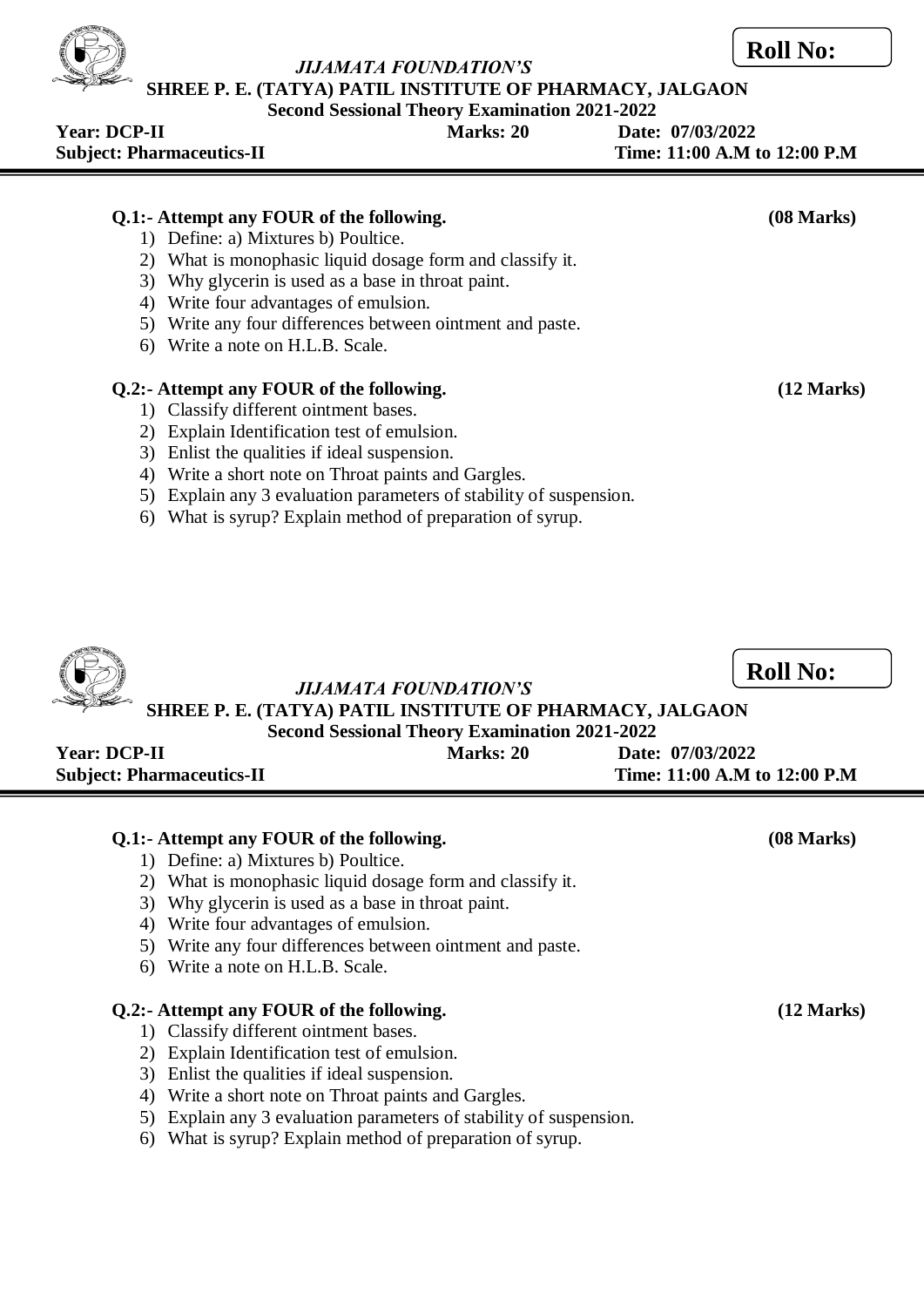**Roll No:**

*JIJAMATA FOUNDATION'S*

**SHREE P. E. (TATYA) PATIL INSTITUTE OF PHARMACY, JALGAON**

**Second Sessional Theory Examination 2021-2022**

**Year: DCP-II** **Marks: 20** **Date: 07/03/2022**

**Subject: Pharmaceutics-II** **Time: 11:00 A.M to 12:00 P.M**

**Q.1:- Attempt any FOUR of the following.** **(08 Marks)**

1) Define: a) Mixtures b) Poultice.
2) What is monophasic liquid dosage form and classify it.
3) Why glycerin is used as a base in throat paint.
4) Write four advantages of emulsion.
5) Write any four differences between ointment and paste.
6) Write a note on H.L.B. Scale.

**Q.2:- Attempt any FOUR of the following.** **(12 Marks)**

1) Classify different ointment bases.
2) Explain Identification test of emulsion.
3) Enlist the qualities if ideal suspension.
4) Write a short note on Throat paints and Gargles.
5) Explain any 3 evaluation parameters of stability of suspension.
6) What is syrup? Explain method of preparation of syrup.

**Roll No:**

*JIJAMATA FOUNDATION'S*

**SHREE P. E. (TATYA) PATIL INSTITUTE OF PHARMACY, JALGAON**

**Second Sessional Theory Examination 2021-2022**

**Year: DCP-II** **Marks: 20** **Date: 07/03/2022**

**Subject: Pharmaceutics-II** **Time: 11:00 A.M to 12:00 P.M**

**Q.1:- Attempt any FOUR of the following.** **(08 Marks)**

1) Define: a) Mixtures b) Poultice.
2) What is monophasic liquid dosage form and classify it.
3) Why glycerin is used as a base in throat paint.
4) Write four advantages of emulsion.
5) Write any four differences between ointment and paste.
6) Write a note on H.L.B. Scale.

**Q.2:- Attempt any FOUR of the following.** **(12 Marks)**

1) Classify different ointment bases.
2) Explain Identification test of emulsion.
3) Enlist the qualities if ideal suspension.
4) Write a short note on Throat paints and Gargles.
5) Explain any 3 evaluation parameters of stability of suspension.
6) What is syrup? Explain method of preparation of syrup.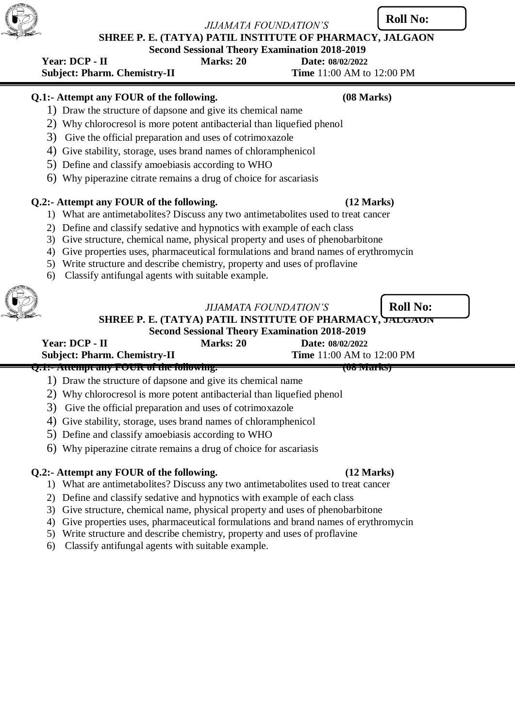*JIJAMATA FOUNDATION'S*

**Roll No:**

**SHREE P. E. (TATYA) PATIL INSTITUTE OF PHARMACY, JALGAON**

**Second Sessional Theory Examination 2018-2019**

**Year: DCP - II** **Marks: 20** **Date: 08/02/2022**

**Subject: Pharm. Chemistry-II** **Time** 11:00 AM to 12:00 PM

**Q.1:- Attempt any FOUR of the following. (08 Marks)**

1) Draw the structure of dapsone and give its chemical name
2) Why chlorocresol is more potent antibacterial than liquefied phenol
3) Give the official preparation and uses of cotrimoxazole
4) Give stability, storage, uses brand names of chloramphenicol
5) Define and classify amoebiasis according to WHO
6) Why piperazine citrate remains a drug of choice for ascariasis

**Q.2:- Attempt any FOUR of the following. (12 Marks)**

1) What are antimetabolites? Discuss any two antimetabolites used to treat cancer
2) Define and classify sedative and hypnotics with example of each class
3) Give structure, chemical name, physical property and uses of phenobarbitone
4) Give properties uses, pharmaceutical formulations and brand names of erythromycin
5) Write structure and describe chemistry, property and uses of proflavine
6) Classify antifungal agents with suitable example.

*JIJAMATA FOUNDATION'S*

**Roll No:**

**SHREE P. E. (TATYA) PATIL INSTITUTE OF PHARMACY, JALGAON**

**Second Sessional Theory Examination 2018-2019**

**Year: DCP - II** **Marks: 20** **Date: 08/02/2022**

**Subject: Pharm. Chemistry-II** **Time** 11:00 AM to 12:00 PM

**Q.1:- Attempt any FOUR of the following. (08 Marks)**

1) Draw the structure of dapsone and give its chemical name
2) Why chlorocresol is more potent antibacterial than liquefied phenol
3) Give the official preparation and uses of cotrimoxazole
4) Give stability, storage, uses brand names of chloramphenicol
5) Define and classify amoebiasis according to WHO
6) Why piperazine citrate remains a drug of choice for ascariasis

**Q.2:- Attempt any FOUR of the following. (12 Marks)**

1) What are antimetabolites? Discuss any two antimetabolites used to treat cancer
2) Define and classify sedative and hypnotics with example of each class
3) Give structure, chemical name, physical property and uses of phenobarbitone
4) Give properties uses, pharmaceutical formulations and brand names of erythromycin
5) Write structure and describe chemistry, property and uses of proflavine
6) Classify antifungal agents with suitable example.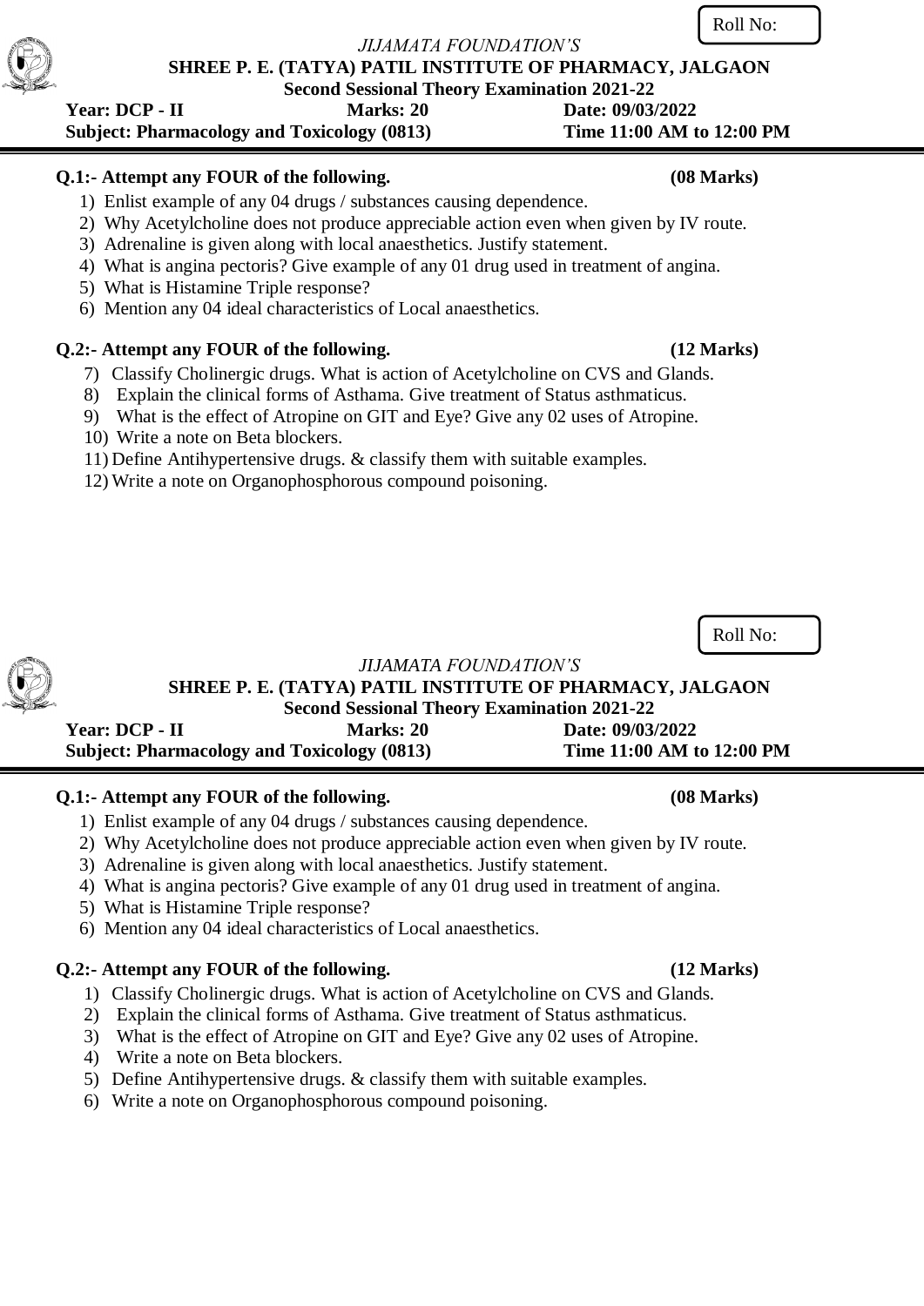Roll No:

*JIJAMATA FOUNDATION'S*

**SHREE P. E. (TATYA) PATIL INSTITUTE OF PHARMACY, JALGAON**

**Second Sessional Theory Examination 2021-22**

**Year: DCP - II** | **Marks: 20** | **Date: 09/03/2022**

**Subject: Pharmacology and Toxicology (0813)** | **Time 11:00 AM to 12:00 PM**

---

**Q.1:- Attempt any FOUR of the following.** **(08 Marks)**

1) Enlist example of any 04 drugs / substances causing dependence.
2) Why Acetylcholine does not produce appreciable action even when given by IV route.
3) Adrenaline is given along with local anaesthetics. Justify statement.
4) What is angina pectoris? Give example of any 01 drug used in treatment of angina.
5) What is Histamine Triple response?
6) Mention any 04 ideal characteristics of Local anaesthetics.

**Q.2:- Attempt any FOUR of the following.** **(12 Marks)**

7) Classify Cholinergic drugs. What is action of Acetylcholine on CVS and Glands.
8) Explain the clinical forms of Asthama. Give treatment of Status asthmaticus.
9) What is the effect of Atropine on GIT and Eye? Give any 02 uses of Atropine.
10) Write a note on Beta blockers.
11) Define Antihypertensive drugs. & classify them with suitable examples.
12) Write a note on Organophosphorous compound poisoning.

Roll No:

*JIJAMATA FOUNDATION'S*

**SHREE P. E. (TATYA) PATIL INSTITUTE OF PHARMACY, JALGAON**

**Second Sessional Theory Examination 2021-22**

**Year: DCP - II** | **Marks: 20** | **Date: 09/03/2022**

**Subject: Pharmacology and Toxicology (0813)** | **Time 11:00 AM to 12:00 PM**

---

**Q.1:- Attempt any FOUR of the following.** **(08 Marks)**

1) Enlist example of any 04 drugs / substances causing dependence.
2) Why Acetylcholine does not produce appreciable action even when given by IV route.
3) Adrenaline is given along with local anaesthetics. Justify statement.
4) What is angina pectoris? Give example of any 01 drug used in treatment of angina.
5) What is Histamine Triple response?
6) Mention any 04 ideal characteristics of Local anaesthetics.

**Q.2:- Attempt any FOUR of the following.** **(12 Marks)**

1) Classify Cholinergic drugs. What is action of Acetylcholine on CVS and Glands.
2) Explain the clinical forms of Asthama. Give treatment of Status asthmaticus.
3) What is the effect of Atropine on GIT and Eye? Give any 02 uses of Atropine.
4) Write a note on Beta blockers.
5) Define Antihypertensive drugs. & classify them with suitable examples.
6) Write a note on Organophosphorous compound poisoning.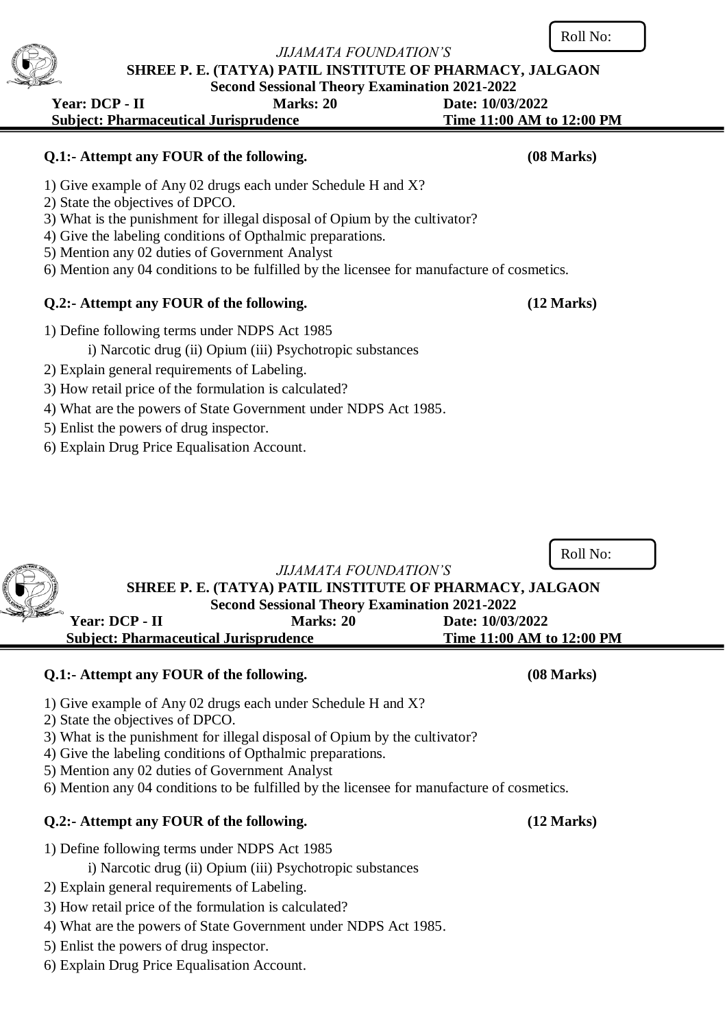Roll No:

*JIJAMATA FOUNDATION'S*

**SHREE P. E. (TATYA) PATIL INSTITUTE OF PHARMACY, JALGAON**

**Second Sessional Theory Examination 2021-2022**

**Year: DCP - II** **Marks: 20** **Date: 10/03/2022**

**Subject: Pharmaceutical Jurisprudence** **Time 11:00 AM to 12:00 PM**

**Q.1:- Attempt any FOUR of the following. (08 Marks)**

1) Give example of Any 02 drugs each under Schedule H and X?
2) State the objectives of DPCO.
3) What is the punishment for illegal disposal of Opium by the cultivator?
4) Give the labeling conditions of Opthalmic preparations.
5) Mention any 02 duties of Government Analyst
6) Mention any 04 conditions to be fulfilled by the licensee for manufacture of cosmetics.

**Q.2:- Attempt any FOUR of the following. (12 Marks)**

1) Define following terms under NDPS Act 1985

   i) Narcotic drug (ii) Opium (iii) Psychotropic substances

2) Explain general requirements of Labeling.
3) How retail price of the formulation is calculated?
4) What are the powers of State Government under NDPS Act 1985.
5) Enlist the powers of drug inspector.
6) Explain Drug Price Equalisation Account.

Roll No:

*JIJAMATA FOUNDATION'S*

**SHREE P. E. (TATYA) PATIL INSTITUTE OF PHARMACY, JALGAON**

**Second Sessional Theory Examination 2021-2022**

**Year: DCP - II** **Marks: 20** **Date: 10/03/2022**

**Subject: Pharmaceutical Jurisprudence** **Time 11:00 AM to 12:00 PM**

**Q.1:- Attempt any FOUR of the following. (08 Marks)**

1) Give example of Any 02 drugs each under Schedule H and X?
2) State the objectives of DPCO.
3) What is the punishment for illegal disposal of Opium by the cultivator?
4) Give the labeling conditions of Opthalmic preparations.
5) Mention any 02 duties of Government Analyst
6) Mention any 04 conditions to be fulfilled by the licensee for manufacture of cosmetics.

**Q.2:- Attempt any FOUR of the following. (12 Marks)**

1) Define following terms under NDPS Act 1985

   i) Narcotic drug (ii) Opium (iii) Psychotropic substances

2) Explain general requirements of Labeling.
3) How retail price of the formulation is calculated?
4) What are the powers of State Government under NDPS Act 1985.
5) Enlist the powers of drug inspector.
6) Explain Drug Price Equalisation Account.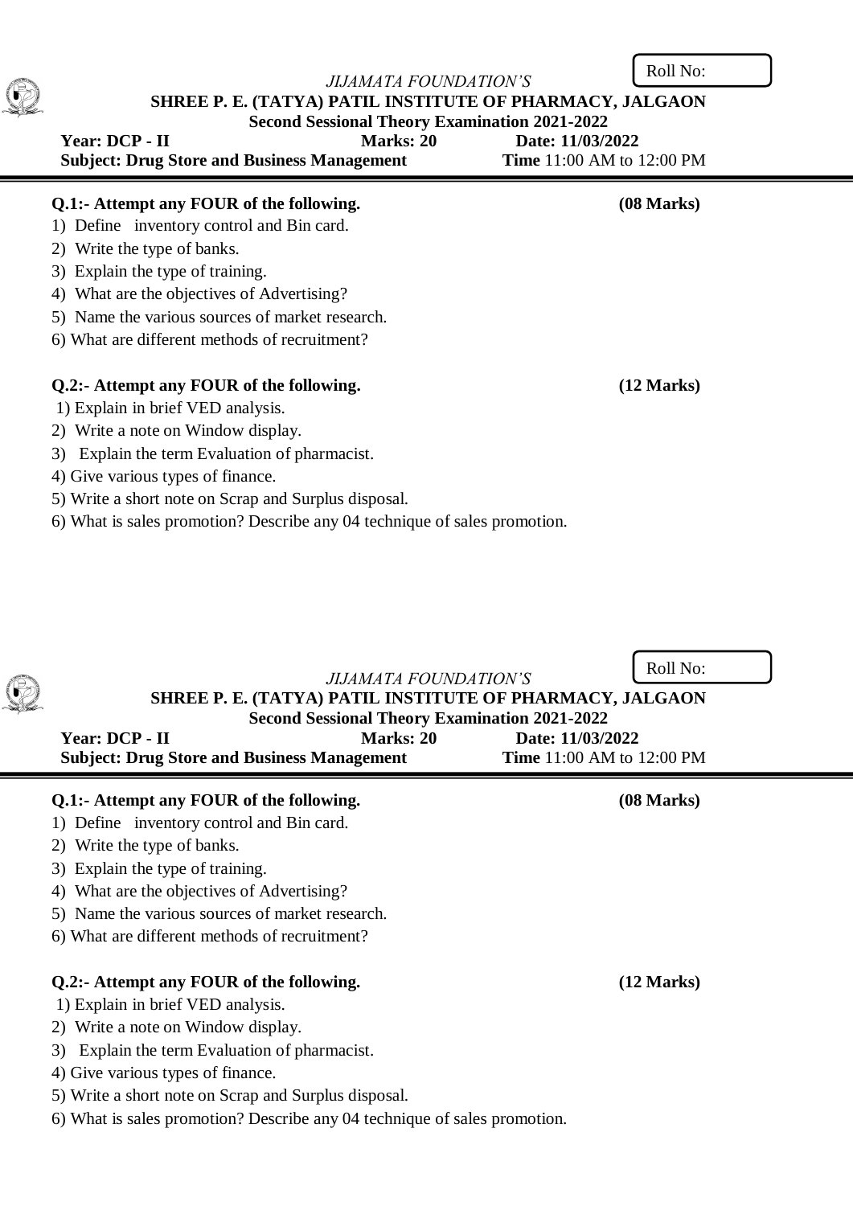Roll No:

*JIJAMATA FOUNDATION'S*

**SHREE P. E. (TATYA) PATIL INSTITUTE OF PHARMACY, JALGAON**

**Second Sessional Theory Examination 2021-2022**

**Year: DCP - II** **Marks: 20** **Date: 11/03/2022**

**Subject: Drug Store and Business Management** **Time** 11:00 AM to 12:00 PM

**Q.1:- Attempt any FOUR of the following.** **(08 Marks)**

1) Define inventory control and Bin card.
2) Write the type of banks.
3) Explain the type of training.
4) What are the objectives of Advertising?
5) Name the various sources of market research.
6) What are different methods of recruitment?

**Q.2:- Attempt any FOUR of the following.** **(12 Marks)**

1) Explain in brief VED analysis.
2) Write a note on Window display.
3) Explain the term Evaluation of pharmacist.
4) Give various types of finance.
5) Write a short note on Scrap and Surplus disposal.
6) What is sales promotion? Describe any 04 technique of sales promotion.

Roll No:

*JIJAMATA FOUNDATION'S*

**SHREE P. E. (TATYA) PATIL INSTITUTE OF PHARMACY, JALGAON**

**Second Sessional Theory Examination 2021-2022**

**Year: DCP - II** **Marks: 20** **Date: 11/03/2022**

**Subject: Drug Store and Business Management** **Time** 11:00 AM to 12:00 PM

**Q.1:- Attempt any FOUR of the following.** **(08 Marks)**

1) Define inventory control and Bin card.
2) Write the type of banks.
3) Explain the type of training.
4) What are the objectives of Advertising?
5) Name the various sources of market research.
6) What are different methods of recruitment?

**Q.2:- Attempt any FOUR of the following.** **(12 Marks)**

1) Explain in brief VED analysis.
2) Write a note on Window display.
3) Explain the term Evaluation of pharmacist.
4) Give various types of finance.
5) Write a short note on Scrap and Surplus disposal.
6) What is sales promotion? Describe any 04 technique of sales promotion.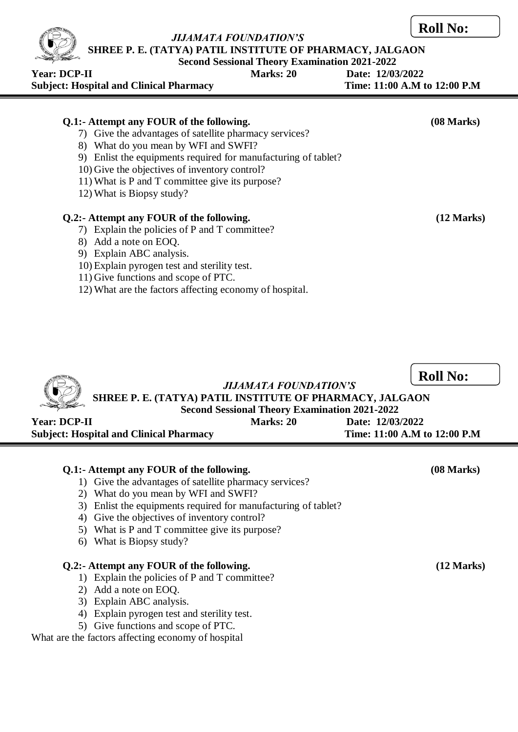**Roll No:**

*JIJAMATA FOUNDATION'S*

**SHREE P. E. (TATYA) PATIL INSTITUTE OF PHARMACY, JALGAON**

**Second Sessional Theory Examination 2021-2022**

**Year: DCP-II** **Marks: 20** **Date: 12/03/2022**

**Subject: Hospital and Clinical Pharmacy** **Time: 11:00 A.M to 12:00 P.M**

**Q.1:- Attempt any FOUR of the following.** **(08 Marks)**

7) Give the advantages of satellite pharmacy services?
8) What do you mean by WFI and SWFI?
9) Enlist the equipments required for manufacturing of tablet?
10) Give the objectives of inventory control?
11) What is P and T committee give its purpose?
12) What is Biopsy study?

**Q.2:- Attempt any FOUR of the following.** **(12 Marks)**

7) Explain the policies of P and T committee?
8) Add a note on EOQ.
9) Explain ABC analysis.
10) Explain pyrogen test and sterility test.
11) Give functions and scope of PTC.
12) What are the factors affecting economy of hospital.

**Roll No:**

*JIJAMATA FOUNDATION'S*

**SHREE P. E. (TATYA) PATIL INSTITUTE OF PHARMACY, JALGAON**

**Second Sessional Theory Examination 2021-2022**

**Year: DCP-II** **Marks: 20** **Date: 12/03/2022**

**Subject: Hospital and Clinical Pharmacy** **Time: 11:00 A.M to 12:00 P.M**

**Q.1:- Attempt any FOUR of the following.** **(08 Marks)**

1) Give the advantages of satellite pharmacy services?
2) What do you mean by WFI and SWFI?
3) Enlist the equipments required for manufacturing of tablet?
4) Give the objectives of inventory control?
5) What is P and T committee give its purpose?
6) What is Biopsy study?

**Q.2:- Attempt any FOUR of the following.** **(12 Marks)**

1) Explain the policies of P and T committee?
2) Add a note on EOQ.
3) Explain ABC analysis.
4) Explain pyrogen test and sterility test.
5) Give functions and scope of PTC.

What are the factors affecting economy of hospital